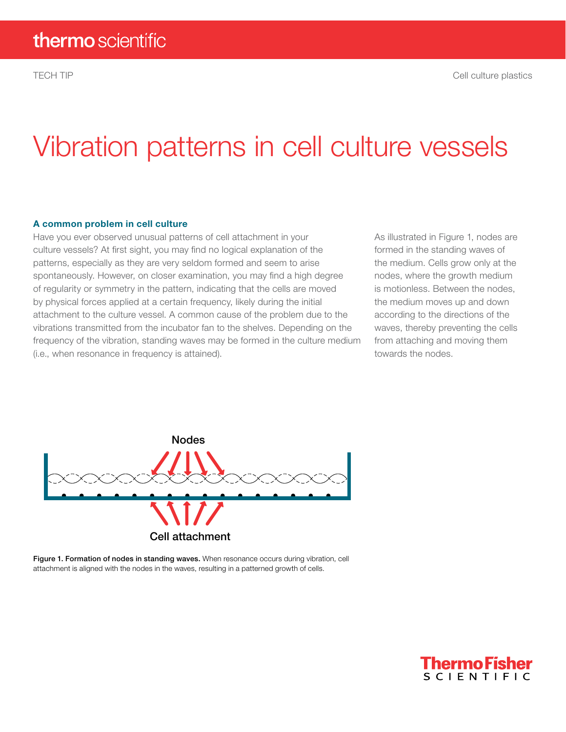# Vibration patterns in cell culture vessels

### A common problem in cell culture

Have you ever observed unusual patterns of cell attachment in your culture vessels? At first sight, you may find no logical explanation of the patterns, especially as they are very seldom formed and seem to arise spontaneously. However, on closer examination, you may find a high degree of regularity or symmetry in the pattern, indicating that the cells are moved by physical forces applied at a certain frequency, likely during the initial attachment to the culture vessel. A common cause of the problem due to the vibrations transmitted from the incubator fan to the shelves. Depending on the frequency of the vibration, standing waves may be formed in the culture medium (i.e., when resonance in frequency is attained).

As illustrated in Figure 1, nodes are formed in the standing waves of the medium. Cells grow only at the nodes, where the growth medium is motionless. Between the nodes, the medium moves up and down according to the directions of the waves, thereby preventing the cells from attaching and moving them towards the nodes.

Nodes

Cell attachment

**Figure 1. Formation of nodes in standing waves.** When resonance occurs during vibration, cell attachment is aligned with the nodes in the waves, resulting in a patterned growth of cells.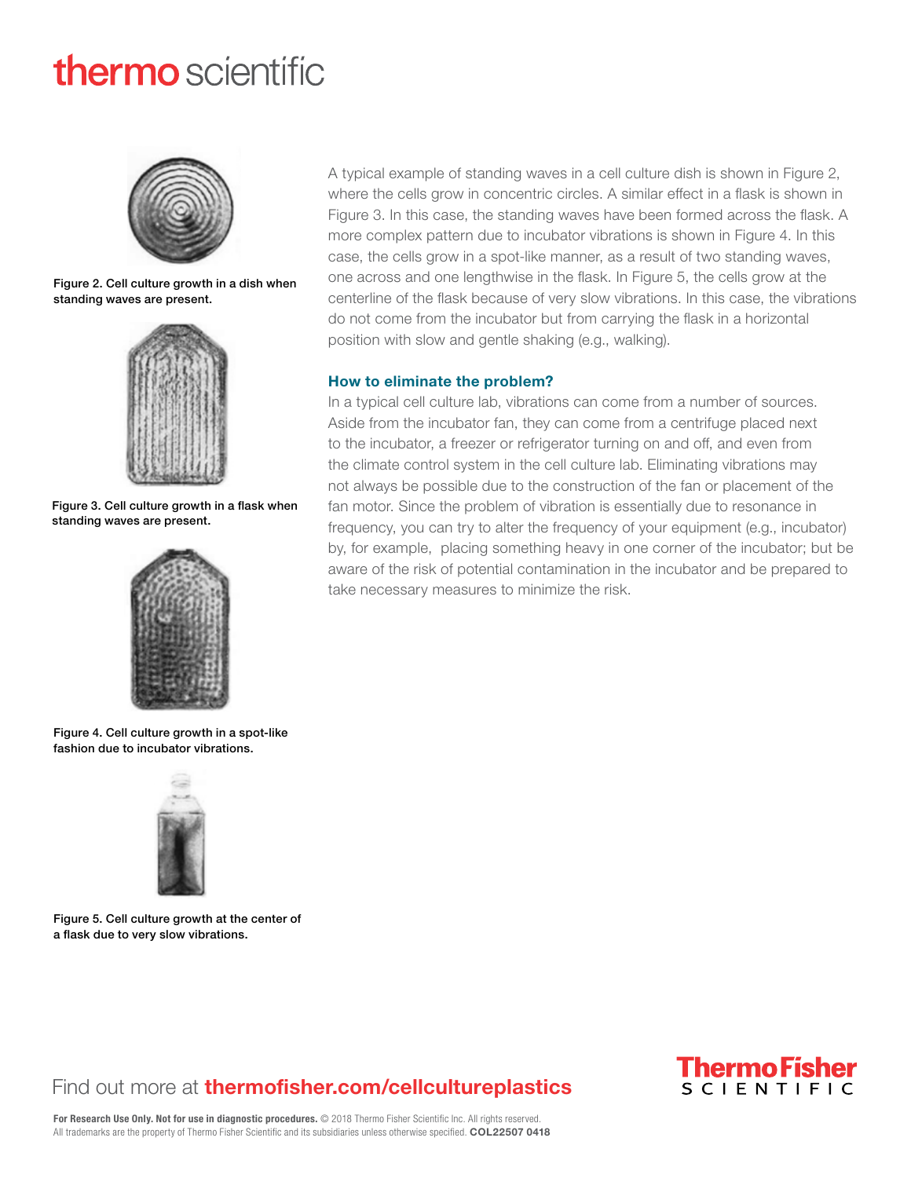Figure 2. Cell culture growth in a dish when standing waves are present.

Figure 3. Cell culture growth in a flask when standing waves are present.

Figure 4. Cell culture growth in a spot-like fashion due to incubator vibrations.

Figure 5. Cell culture growth at the center of a flask due to very slow vibrations.

A typical example of standing waves in a cell culture dish is shown in Figure 2, where the cells grow in concentric circles. A similar effect in a flask is shown in Figure 3. In this case, the standing waves have been formed across the flask. A more complex pattern due to incubator vibrations is shown in Figure 4. In this case, the cells grow in a spot-like manner, as a result of two standing waves, one across and one lengthwise in the flask. In Figure 5, the cells grow at the centerline of the flask because of very slow vibrations. In this case, the vibrations do not come from the incubator but from carrying the flask in a horizontal position with slow and gentle shaking (e.g., walking).

### How to eliminate the problem?

In a typical cell culture lab, vibrations can come from a number of sources. Aside from the incubator fan, they can come from a centrifuge placed next to the incubator, a freezer or refrigerator turning on and off, and even from the climate control system in the cell culture lab. Eliminating vibrations may not always be possible due to the construction of the fan or placement of the fan motor. Since the problem of vibration is essentially due to resonance in frequency, you can try to alter the frequency of your equipment (e.g., incubator) by, for example, placing something heavy in one corner of the incubator; but be aware of the risk of potential contamination in the incubator and be prepared to take necessary measures to minimize the risk.

Find out more at **thermofisher.com/cellcultureplastics**

**For Research Use Only. Not for use in diagnostic procedures.** © 2018 Thermo Fisher Scientific Inc. All rights reserved. All trademarks are the property of Thermo Fisher Scientific and its subsidiaries unless otherwise specified. **COL22507 0418**